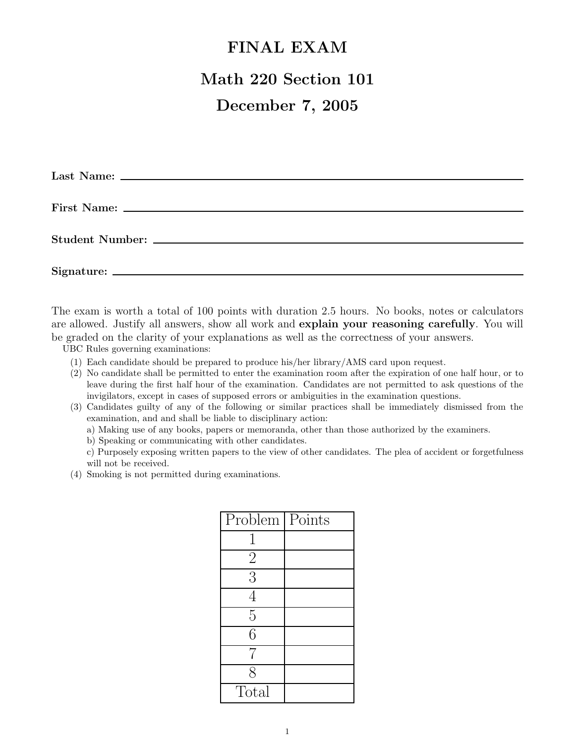# FINAL EXAM

## Math 220 Section 101

## December 7, 2005

**Last Name:** ______________________________

**First Name:** ______________________________

**Student Number:** ______________________________

**Signature:** ______________________________

The exam is worth a total of 100 points with duration 2.5 hours. No books, notes or calculators are allowed. Justify all answers, show all work and **explain your reasoning carefully**. You will be graded on the clarity of your explanations as well as the correctness of your answers.

UBC Rules governing examinations:

1. Each candidate should be prepared to produce his/her library/AMS card upon request.
2. No candidate shall be permitted to enter the examination room after the expiration of one half hour, or to leave during the first half hour of the examination. Candidates are not permitted to ask questions of the invigilators, except in cases of supposed errors or ambiguities in the examination questions.
3. Candidates guilty of any of the following or similar practices shall be immediately dismissed from the examination, and and shall be liable to disciplinary action:
   a) Making use of any books, papers or memoranda, other than those authorized by the examiners.
   b) Speaking or communicating with other candidates.
   c) Purposely exposing written papers to the view of other candidates. The plea of accident or forgetfulness will not be received.
4. Smoking is not permitted during examinations.

| Problem | Points |
|---|---|
| 1 | |
| 2 | |
| 3 | |
| 4 | |
| 5 | |
| 6 | |
| 7 | |
| 8 | |
| Total | |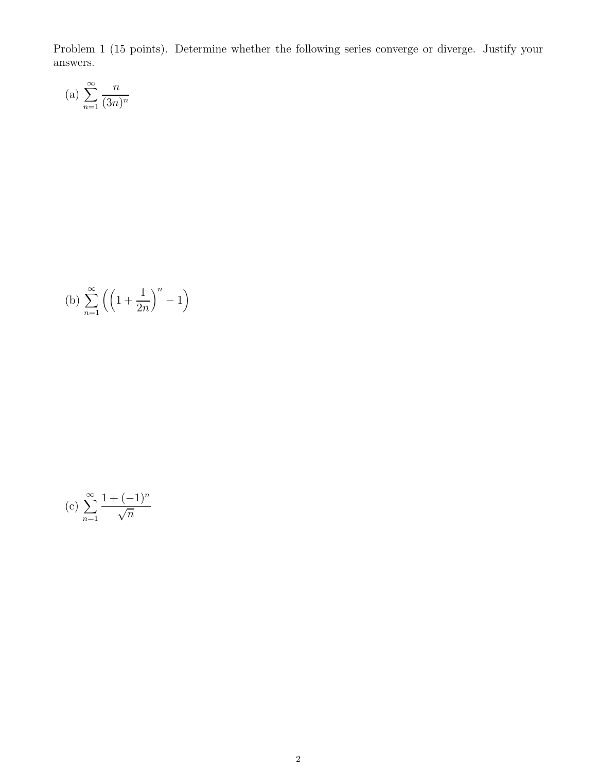Problem 1 (15 points). Determine whether the following series converge or diverge. Justify your answers.

(a) $\displaystyle\sum_{n=1}^{\infty} \frac{n}{(3n)^n}$

(b) $\displaystyle\sum_{n=1}^{\infty} \left( \left(1 + \frac{1}{2n}\right)^n - 1 \right)$

(c) $\displaystyle\sum_{n=1}^{\infty} \frac{1 + (-1)^n}{\sqrt{n}}$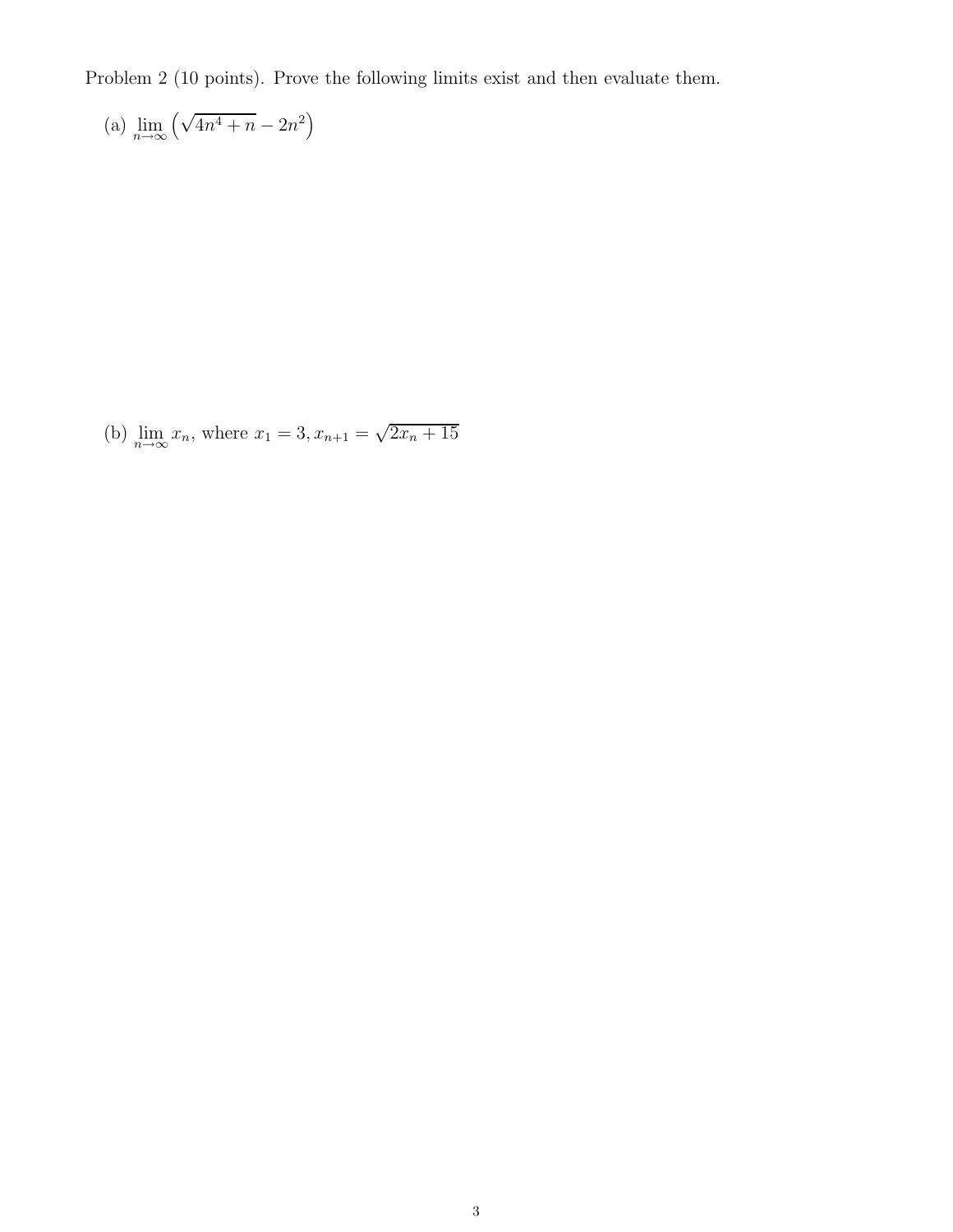Problem 2 (10 points). Prove the following limits exist and then evaluate them.

(a) $\lim_{n\to\infty} \left(\sqrt{4n^4 + n} - 2n^2\right)$

(b) $\lim_{n\to\infty} x_n$, where $x_1 = 3, x_{n+1} = \sqrt{2x_n + 15}$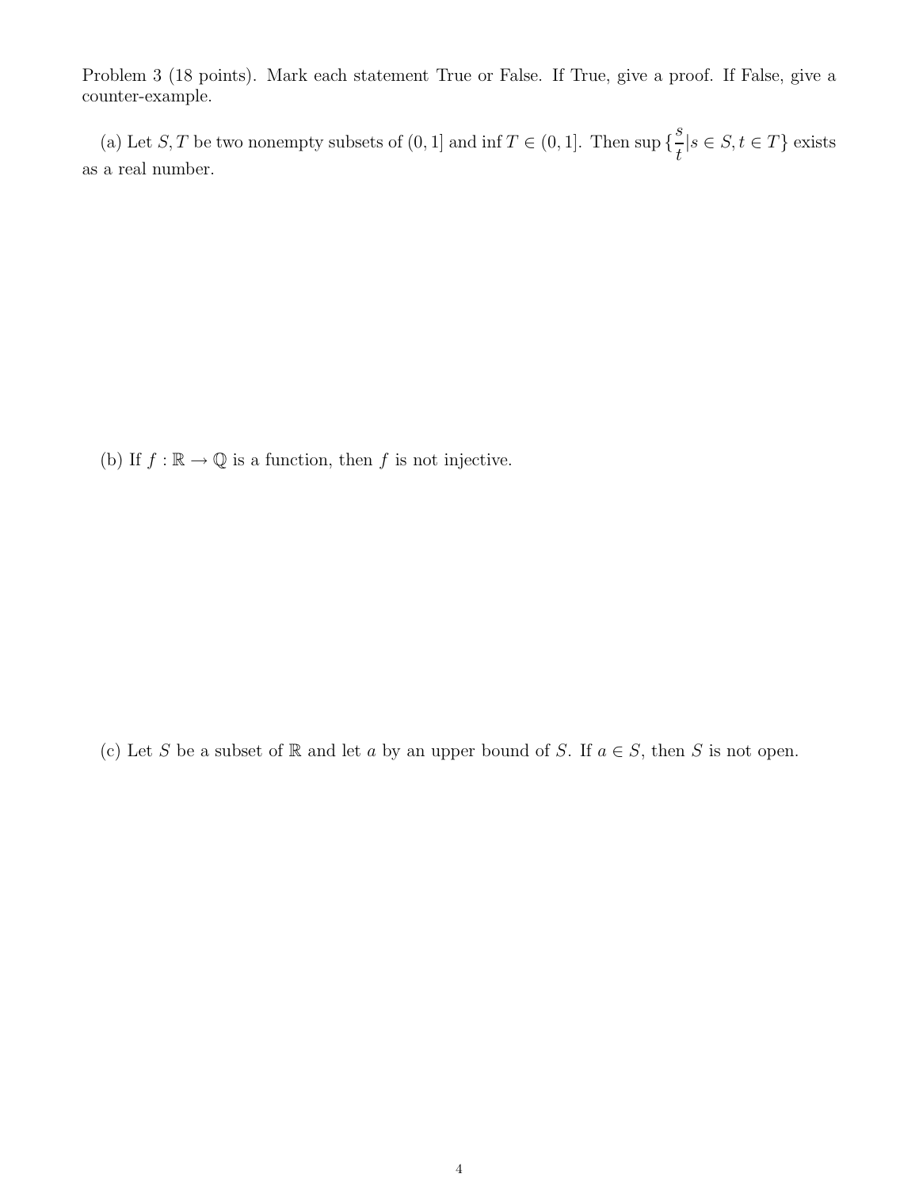Problem 3 (18 points). Mark each statement True or False. If True, give a proof. If False, give a counter-example.

(a) Let $S, T$ be two nonempty subsets of $(0, 1]$ and $\inf T \in (0, 1]$. Then $\sup \{\frac{s}{t} | s \in S, t \in T\}$ exists as a real number.

(b) If $f : \mathbb{R} \to \mathbb{Q}$ is a function, then $f$ is not injective.

(c) Let $S$ be a subset of $\mathbb{R}$ and let $a$ by an upper bound of $S$. If $a \in S$, then $S$ is not open.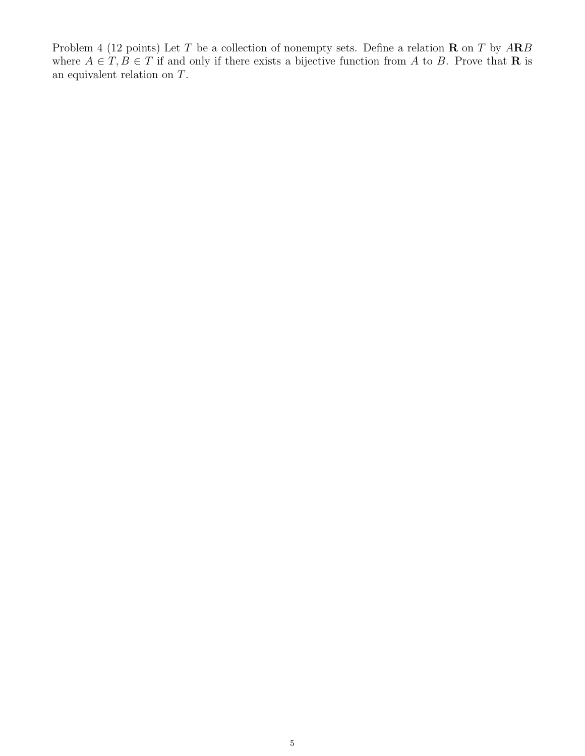Problem 4 (12 points) Let $T$ be a collection of nonempty sets. Define a relation $\mathbf{R}$ on $T$ by $A\mathbf{R}B$ where $A \in T, B \in T$ if and only if there exists a bijective function from $A$ to $B$. Prove that $\mathbf{R}$ is an equivalent relation on $T$.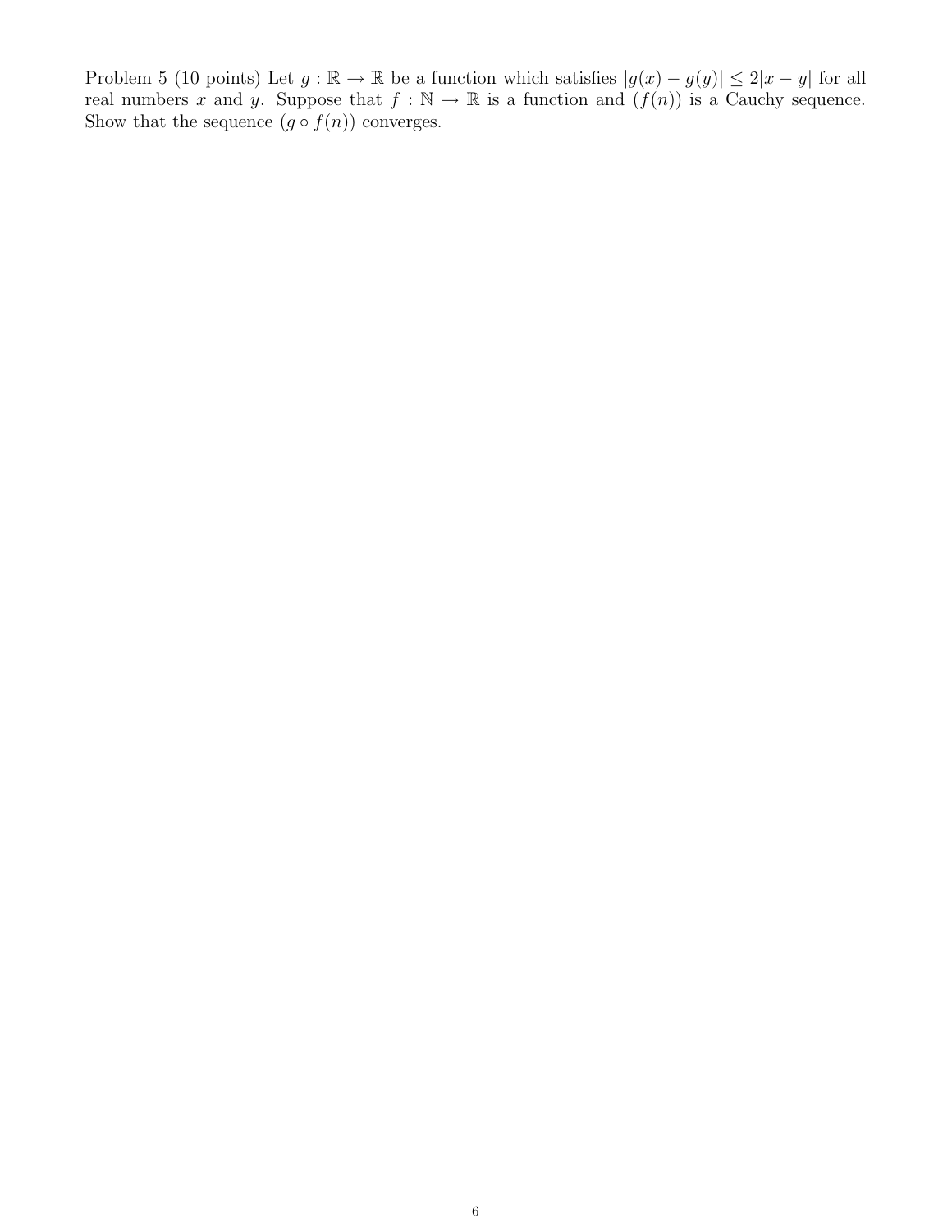Problem 5 (10 points) Let $g : \mathbb{R} \to \mathbb{R}$ be a function which satisfies $|g(x) - g(y)| \leq 2|x - y|$ for all real numbers $x$ and $y$. Suppose that $f : \mathbb{N} \to \mathbb{R}$ is a function and $(f(n))$ is a Cauchy sequence. Show that the sequence $(g \circ f(n))$ converges.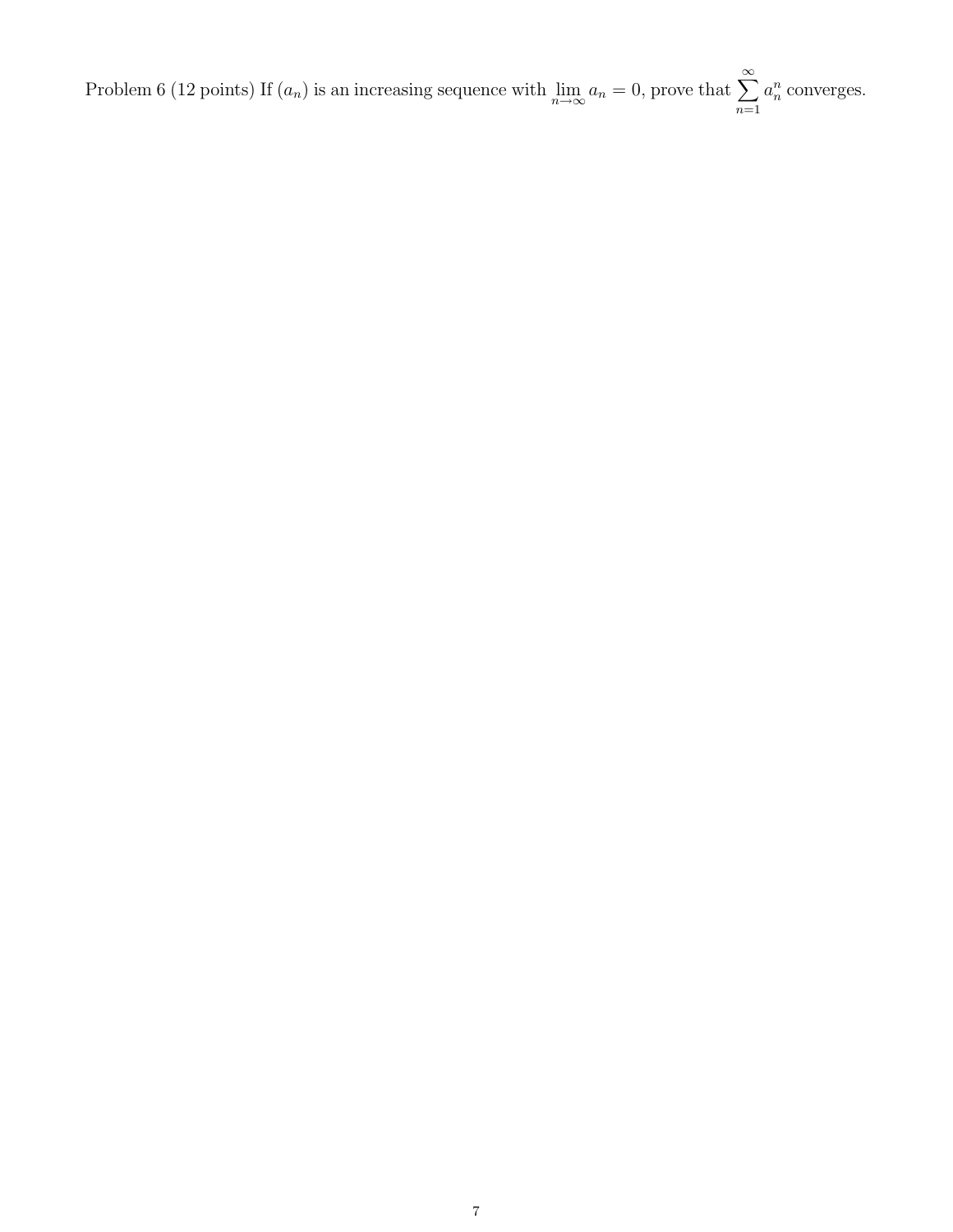Problem 6 (12 points) If $(a_n)$ is an increasing sequence with $\lim_{n\to\infty} a_n = 0$, prove that $\sum_{n=1}^{\infty} a_n^n$ converges.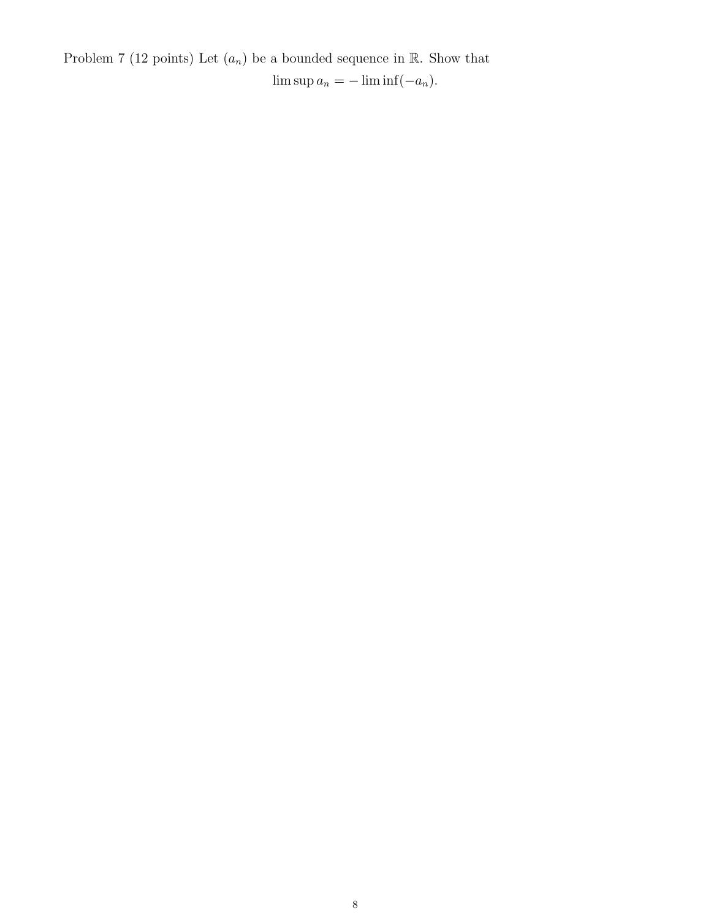Problem 7 (12 points) Let $(a_n)$ be a bounded sequence in $\mathbb{R}$. Show that

$$\limsup a_n = -\liminf(-a_n).$$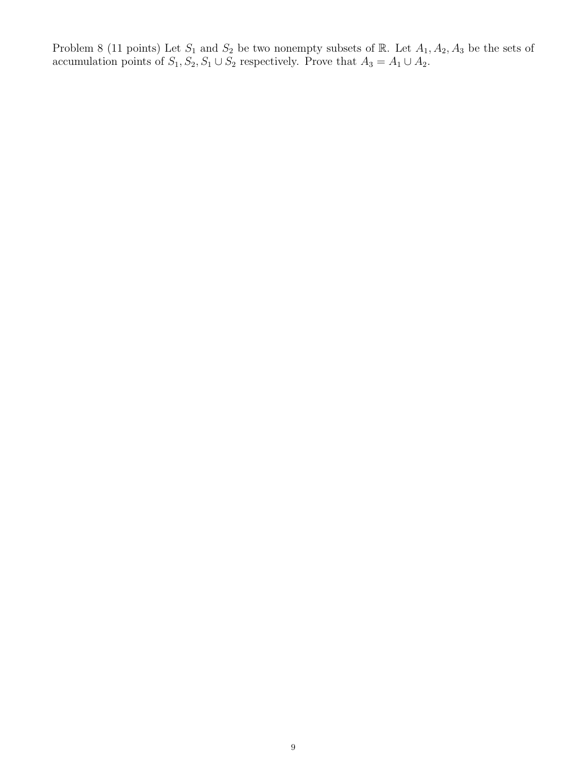Problem 8 (11 points) Let $S_1$ and $S_2$ be two nonempty subsets of $\mathbb{R}$. Let $A_1, A_2, A_3$ be the sets of accumulation points of $S_1, S_2, S_1 \cup S_2$ respectively. Prove that $A_3 = A_1 \cup A_2$.